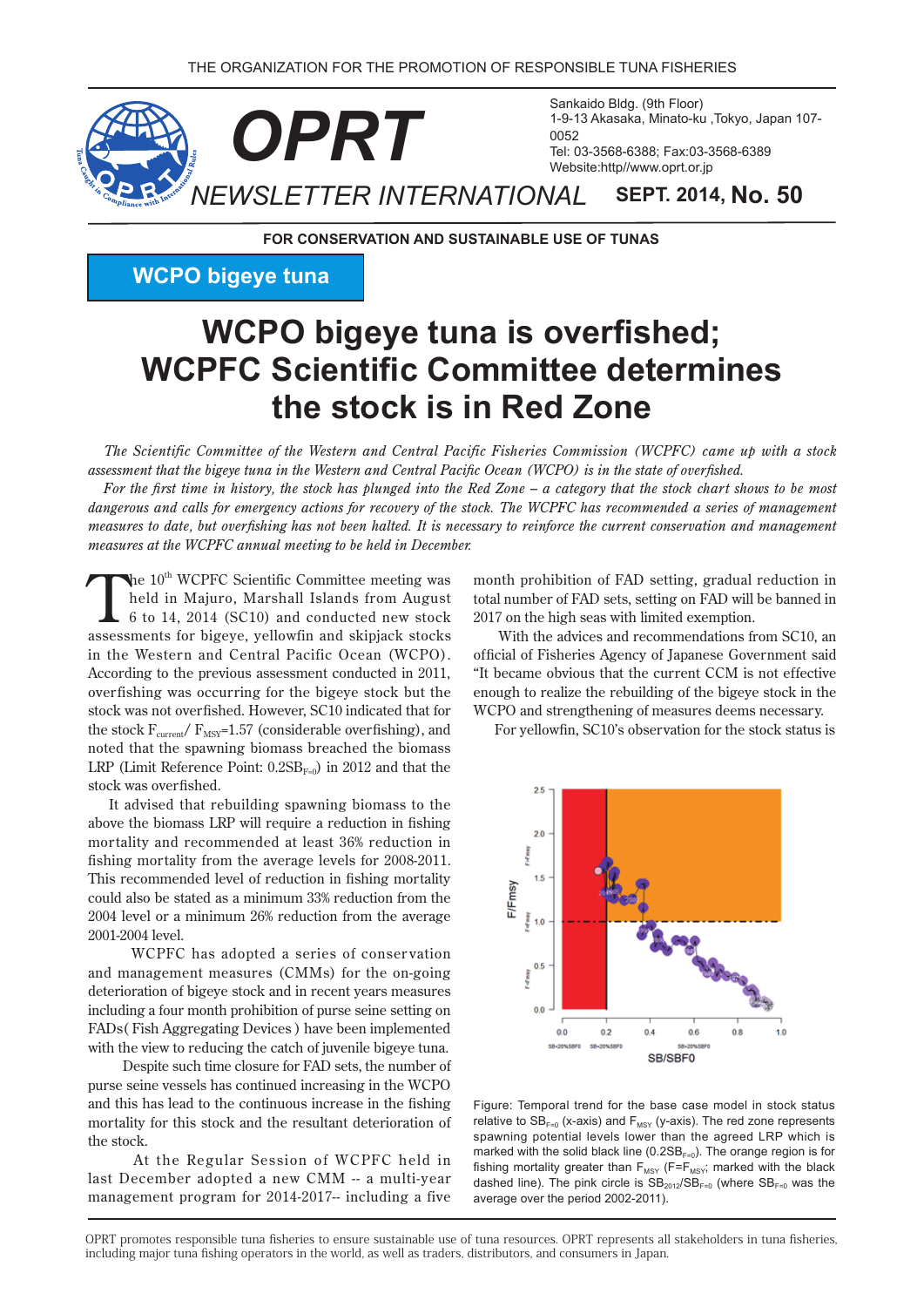THE ORGANIZATION FOR THE PROMOTION OF RESPONSIBLE TUNA FISHERIES

# OPRT NEWSLETTER INTERNATIONAL

Sankaido Bldg. (9th Floor)
1-9-13 Akasaka, Minato-ku ,Tokyo, Japan 107-0052
Tel: 03-3568-6388; Fax:03-3568-6389
Website:http//www.oprt.or.jp

**SEPT. 2014, No. 50**

FOR CONSERVATION AND SUSTAINABLE USE OF TUNAS

**WCPO bigeye tuna**

# WCPO bigeye tuna is overfished; WCPFC Scientific Committee determines the stock is in Red Zone

*The Scientific Committee of the Western and Central Pacific Fisheries Commission (WCPFC) came up with a stock assessment that the bigeye tuna in the Western and Central Pacific Ocean (WCPO) is in the state of overfished.*

*For the first time in history, the stock has plunged into the Red Zone – a category that the stock chart shows to be most dangerous and calls for emergency actions for recovery of the stock. The WCPFC has recommended a series of management measures to date, but overfishing has not been halted. It is necessary to reinforce the current conservation and management measures at the WCPFC annual meeting to be held in December.*

The 10th WCPFC Scientific Committee meeting was held in Majuro, Marshall Islands from August 6 to 14, 2014 (SC10) and conducted new stock assessments for bigeye, yellowfin and skipjack stocks in the Western and Central Pacific Ocean (WCPO). According to the previous assessment conducted in 2011, overfishing was occurring for the bigeye stock but the stock was not overfished. However, SC10 indicated that for the stock $F_{current}/F_{MSY}$=1.57 (considerable overfishing), and noted that the spawning biomass breached the biomass LRP (Limit Reference Point: $0.2SB_{F=0}$) in 2012 and that the stock was overfished.

It advised that rebuilding spawning biomass to the above the biomass LRP will require a reduction in fishing mortality and recommended at least 36% reduction in fishing mortality from the average levels for 2008-2011. This recommended level of reduction in fishing mortality could also be stated as a minimum 33% reduction from the 2004 level or a minimum 26% reduction from the average 2001-2004 level.

WCPFC has adopted a series of conservation and management measures (CMMs) for the on-going deterioration of bigeye stock and in recent years measures including a four month prohibition of purse seine setting on FADs( Fish Aggregating Devices ) have been implemented with the view to reducing the catch of juvenile bigeye tuna.

Despite such time closure for FAD sets, the number of purse seine vessels has continued increasing in the WCPO and this has lead to the continuous increase in the fishing mortality for this stock and the resultant deterioration of the stock.

At the Regular Session of WCPFC held in last December adopted a new CMM -- a multi-year management program for 2014-2017-- including a five month prohibition of FAD setting, gradual reduction in total number of FAD sets, setting on FAD will be banned in 2017 on the high seas with limited exemption.

With the advices and recommendations from SC10, an official of Fisheries Agency of Japanese Government said “It became obvious that the current CCM is not effective enough to realize the rebuilding of the bigeye stock in the WCPO and strengthening of measures deems necessary.

For yellowfin, SC10’s observation for the stock status is

Figure: Temporal trend for the base case model in stock status relative to $SB_{F=0}$ (x-axis) and $F_{MSY}$ (y-axis). The red zone represents spawning potential levels lower than the agreed LRP which is marked with the solid black line ($0.2SB_{F=0}$). The orange region is for fishing mortality greater than $F_{MSY}$ ($F=F_{MSY}$; marked with the black dashed line). The pink circle is $SB_{2012}/SB_{F=0}$ (where $SB_{F=0}$ was the average over the period 2002-2011).

OPRT promotes responsible tuna fisheries to ensure sustainable use of tuna resources. OPRT represents all stakeholders in tuna fisheries, including major tuna fishing operators in the world, as well as traders, distributors, and consumers in Japan.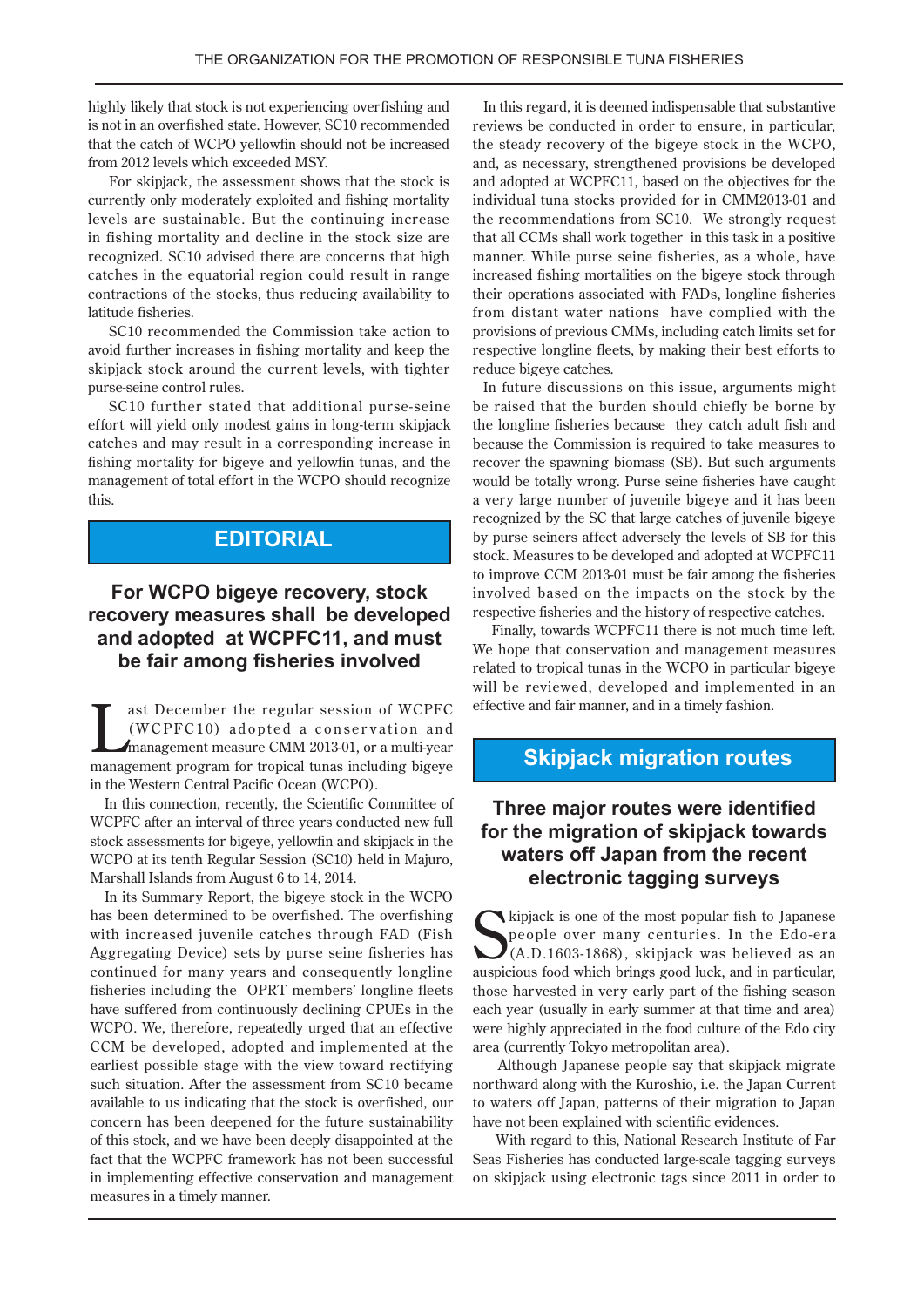highly likely that stock is not experiencing overfishing and is not in an overfished state. However, SC10 recommended that the catch of WCPO yellowfin should not be increased from 2012 levels which exceeded MSY.

For skipjack, the assessment shows that the stock is currently only moderately exploited and fishing mortality levels are sustainable. But the continuing increase in fishing mortality and decline in the stock size are recognized. SC10 advised there are concerns that high catches in the equatorial region could result in range contractions of the stocks, thus reducing availability to latitude fisheries.

SC10 recommended the Commission take action to avoid further increases in fishing mortality and keep the skipjack stock around the current levels, with tighter purse-seine control rules.

SC10 further stated that additional purse-seine effort will yield only modest gains in long-term skipjack catches and may result in a corresponding increase in fishing mortality for bigeye and yellowfin tunas, and the management of total effort in the WCPO should recognize this.

## EDITORIAL

### For WCPO bigeye recovery, stock recovery measures shall be developed and adopted at WCPFC11, and must be fair among fisheries involved

Last December the regular session of WCPFC (WCPFC10) adopted a conservation and management measure CMM 2013-01, or a multi-year management program for tropical tunas including bigeye in the Western Central Pacific Ocean (WCPO).

In this connection, recently, the Scientific Committee of WCPFC after an interval of three years conducted new full stock assessments for bigeye, yellowfin and skipjack in the WCPO at its tenth Regular Session (SC10) held in Majuro, Marshall Islands from August 6 to 14, 2014.

In its Summary Report, the bigeye stock in the WCPO has been determined to be overfished. The overfishing with increased juvenile catches through FAD (Fish Aggregating Device) sets by purse seine fisheries has continued for many years and consequently longline fisheries including the OPRT members' longline fleets have suffered from continuously declining CPUEs in the WCPO. We, therefore, repeatedly urged that an effective CCM be developed, adopted and implemented at the earliest possible stage with the view toward rectifying such situation. After the assessment from SC10 became available to us indicating that the stock is overfished, our concern has been deepened for the future sustainability of this stock, and we have been deeply disappointed at the fact that the WCPFC framework has not been successful in implementing effective conservation and management measures in a timely manner.

In this regard, it is deemed indispensable that substantive reviews be conducted in order to ensure, in particular, the steady recovery of the bigeye stock in the WCPO, and, as necessary, strengthened provisions be developed and adopted at WCPFC11, based on the objectives for the individual tuna stocks provided for in CMM2013-01 and the recommendations from SC10. We strongly request that all CCMs shall work together in this task in a positive manner. While purse seine fisheries, as a whole, have increased fishing mortalities on the bigeye stock through their operations associated with FADs, longline fisheries from distant water nations have complied with the provisions of previous CMMs, including catch limits set for respective longline fleets, by making their best efforts to reduce bigeye catches.

In future discussions on this issue, arguments might be raised that the burden should chiefly be borne by the longline fisheries because they catch adult fish and because the Commission is required to take measures to recover the spawning biomass (SB). But such arguments would be totally wrong. Purse seine fisheries have caught a very large number of juvenile bigeye and it has been recognized by the SC that large catches of juvenile bigeye by purse seiners affect adversely the levels of SB for this stock. Measures to be developed and adopted at WCPFC11 to improve CCM 2013-01 must be fair among the fisheries involved based on the impacts on the stock by the respective fisheries and the history of respective catches.

Finally, towards WCPFC11 there is not much time left. We hope that conservation and management measures related to tropical tunas in the WCPO in particular bigeye will be reviewed, developed and implemented in an effective and fair manner, and in a timely fashion.

## Skipjack migration routes

### Three major routes were identified for the migration of skipjack towards waters off Japan from the recent electronic tagging surveys

Skipjack is one of the most popular fish to Japanese people over many centuries. In the Edo-era (A.D.1603-1868), skipjack was believed as an auspicious food which brings good luck, and in particular, those harvested in very early part of the fishing season each year (usually in early summer at that time and area) were highly appreciated in the food culture of the Edo city area (currently Tokyo metropolitan area).

Although Japanese people say that skipjack migrate northward along with the Kuroshio, i.e. the Japan Current to waters off Japan, patterns of their migration to Japan have not been explained with scientific evidences.

With regard to this, National Research Institute of Far Seas Fisheries has conducted large-scale tagging surveys on skipjack using electronic tags since 2011 in order to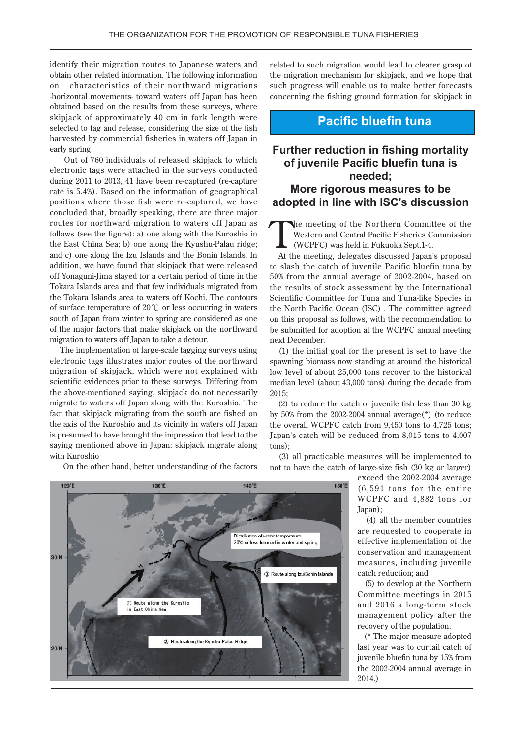identify their migration routes to Japanese waters and obtain other related information. The following information on characteristics of their northward migrations -horizontal movements- toward waters off Japan has been obtained based on the results from these surveys, where skipjack of approximately 40 cm in fork length were selected to tag and release, considering the size of the fish harvested by commercial fisheries in waters off Japan in early spring.

Out of 760 individuals of released skipjack to which electronic tags were attached in the surveys conducted during 2011 to 2013, 41 have been re-captured (re-capture rate is 5.4%). Based on the information of geographical positions where those fish were re-captured, we have concluded that, broadly speaking, there are three major routes for northward migration to waters off Japan as follows (see the figure): a) one along with the Kuroshio in the East China Sea; b) one along the Kyushu-Palau ridge; and c) one along the Izu Islands and the Bonin Islands. In addition, we have found that skipjack that were released off Yonaguni-Jima stayed for a certain period of time in the Tokara Islands area and that few individuals migrated from the Tokara Islands area to waters off Kochi. The contours of surface temperature of 20℃ or less occurring in waters south of Japan from winter to spring are considered as one of the major factors that make skipjack on the northward migration to waters off Japan to take a detour.

The implementation of large-scale tagging surveys using electronic tags illustrates major routes of the northward migration of skipjack, which were not explained with scientific evidences prior to these surveys. Differing from the above-mentioned saying, skipjack do not necessarily migrate to waters off Japan along with the Kuroshio. The fact that skipjack migrating from the south are fished on the axis of the Kuroshio and its vicinity in waters off Japan is presumed to have brought the impression that lead to the saying mentioned above in Japan: skipjack migrate along with Kuroshio

On the other hand, better understanding of the factors related to such migration would lead to clearer grasp of the migration mechanism for skipjack, and we hope that such progress will enable us to make better forecasts concerning the fishing ground formation for skipjack in

## Pacific bluefin tuna

### Further reduction in fishing mortality of juvenile Pacific bluefin tuna is needed; More rigorous measures to be adopted in line with ISC's discussion

The meeting of the Northern Committee of the Western and Central Pacific Fisheries Commission (WCPFC) was held in Fukuoka Sept.1-4.

At the meeting, delegates discussed Japan's proposal to slash the catch of juvenile Pacific bluefin tuna by 50% from the annual average of 2002-2004, based on the results of stock assessment by the International Scientific Committee for Tuna and Tuna-like Species in the North Pacific Ocean (ISC) . The committee agreed on this proposal as follows, with the recommendation to be submitted for adoption at the WCPFC annual meeting next December.

(1) the initial goal for the present is set to have the spawning biomass now standing at around the historical low level of about 25,000 tons recover to the historical median level (about 43,000 tons) during the decade from 2015;

(2) to reduce the catch of juvenile fish less than 30 kg by 50% from the 2002-2004 annual average(*) (to reduce the overall WCPFC catch from 9,450 tons to 4,725 tons; Japan's catch will be reduced from 8,015 tons to 4,007 tons);

(3) all practicable measures will be implemented to not to have the catch of large-size fish (30 kg or larger) exceed the 2002-2004 average (6,591 tons for the entire WCPFC and 4,882 tons for Japan);

(4) all the member countries are requested to cooperate in effective implementation of the conservation and management measures, including juvenile catch reduction; and

(5) to develop at the Northern Committee meetings in 2015 and 2016 a long-term stock management policy after the recovery of the population.

(* The major measure adopted last year was to curtail catch of juvenile bluefin tuna by 15% from the 2002-2004 annual average in 2014.)

120°E 130°E 140°E 150°E 30°N 20°N

Distribution of water temperature 20℃ or less formed in winter and spring

① Route along the Kuroshio in East China Sea

② Route along the Kyushu-Palau Ridge

③ Route along Izu/Bonin Islands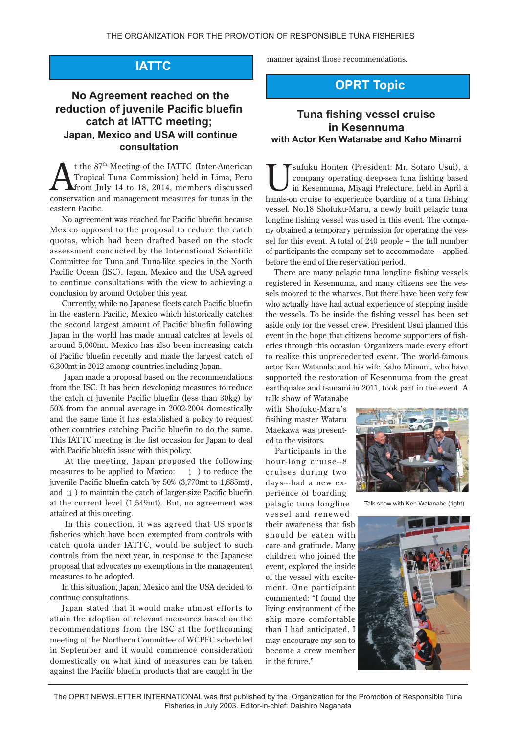## IATTC

### No Agreement reached on the reduction of juvenile Pacific bluefin catch at IATTC meeting; Japan, Mexico and USA will continue consultation

At the 87th Meeting of the IATTC (Inter-American Tropical Tuna Commission) held in Lima, Peru from July 14 to 18, 2014, members discussed conservation and management measures for tunas in the eastern Pacific.

No agreement was reached for Pacific bluefin because Mexico opposed to the proposal to reduce the catch quotas, which had been drafted based on the stock assessment conducted by the International Scientific Committee for Tuna and Tuna-like species in the North Pacific Ocean (ISC). Japan, Mexico and the USA agreed to continue consultations with the view to achieving a conclusion by around October this year.

Currently, while no Japanese fleets catch Pacific bluefin in the eastern Pacific, Mexico which historically catches the second largest amount of Pacific bluefin following Japan in the world has made annual catches at levels of around 5,000mt. Mexico has also been increasing catch of Pacific bluefin recently and made the largest catch of 6,300mt in 2012 among countries including Japan.

Japan made a proposal based on the recommendations from the ISC. It has been developing measures to reduce the catch of juvenile Pacific bluefin (less than 30kg) by 50% from the annual average in 2002-2004 domestically and the same time it has established a policy to request other countries catching Pacific bluefin to do the same. This IATTC meeting is the fist occasion for Japan to deal with Pacific bluefin issue with this policy.

At the meeting, Japan proposed the following measures to be applied to Maxico: ⅰ ) to reduce the juvenile Pacific bluefin catch by 50% (3,770mt to 1,885mt), and ⅱ ) to maintain the catch of larger-size Pacific bluefin at the current level (1,549mt). But, no agreement was attained at this meeting.

In this conection, it was agreed that US sports fisheries which have been exempted from controls with catch quota under IATTC, would be subject to such controls from the next year, in response to the Japanese proposal that advocates no exemptions in the management measures to be adopted.

In this situation, Japan, Mexico and the USA decided to continue consultations.

Japan stated that it would make utmost efforts to attain the adoption of relevant measures based on the recommendations from the ISC at the forthcoming meeting of the Northern Committee of WCPFC scheduled in September and it would commence consideration domestically on what kind of measures can be taken against the Pacific bluefin products that are caught in the manner against those recommendations.

## OPRT Topic

### Tuna fishing vessel cruise in Kesennuma with Actor Ken Watanabe and Kaho Minami

Usufuku Honten (President: Mr. Sotaro Usui), a company operating deep-sea tuna fishing based in Kesennuma, Miyagi Prefecture, held in April a hands-on cruise to experience boarding of a tuna fishing vessel. No.18 Shofuku-Maru, a newly built pelagic tuna longline fishing vessel was used in this event. The company obtained a temporary permission for operating the vessel for this event. A total of 240 people – the full number of participants the company set to accommodate – applied before the end of the reservation period.

There are many pelagic tuna longline fishing vessels registered in Kesennuma, and many citizens see the vessels moored to the wharves. But there have been very few who actually have had actual experience of stepping inside the vessels. To be inside the fishing vessel has been set aside only for the vessel crew. President Usui planned this event in the hope that citizens become supporters of fisheries through this occasion. Organizers made every effort to realize this unprecedented event. The world-famous actor Ken Watanabe and his wife Kaho Minami, who have supported the restoration of Kesennuma from the great earthquake and tsunami in 2011, took part in the event. A talk show of Watanabe with Shofuku-Maru's fisihing master Wataru Maekawa was presented to the visitors.

Talk show with Ken Watanabe (right)

Participants in the hour-long cruise--8 cruises during two days---had a new experience of boarding pelagic tuna longline vessel and renewed their awareness that fish should be eaten with care and gratitude. Many children who joined the event, explored the inside of the vessel with excitement. One participant commented: "I found the living environment of the ship more comfortable than I had anticipated. I may encourage my son to become a crew member in the future."

---

The OPRT NEWSLETTER INTERNATIONAL was first published by the Organization for the Promotion of Responsible Tuna Fisheries in July 2003. Editor-in-chief: Daishiro Nagahata